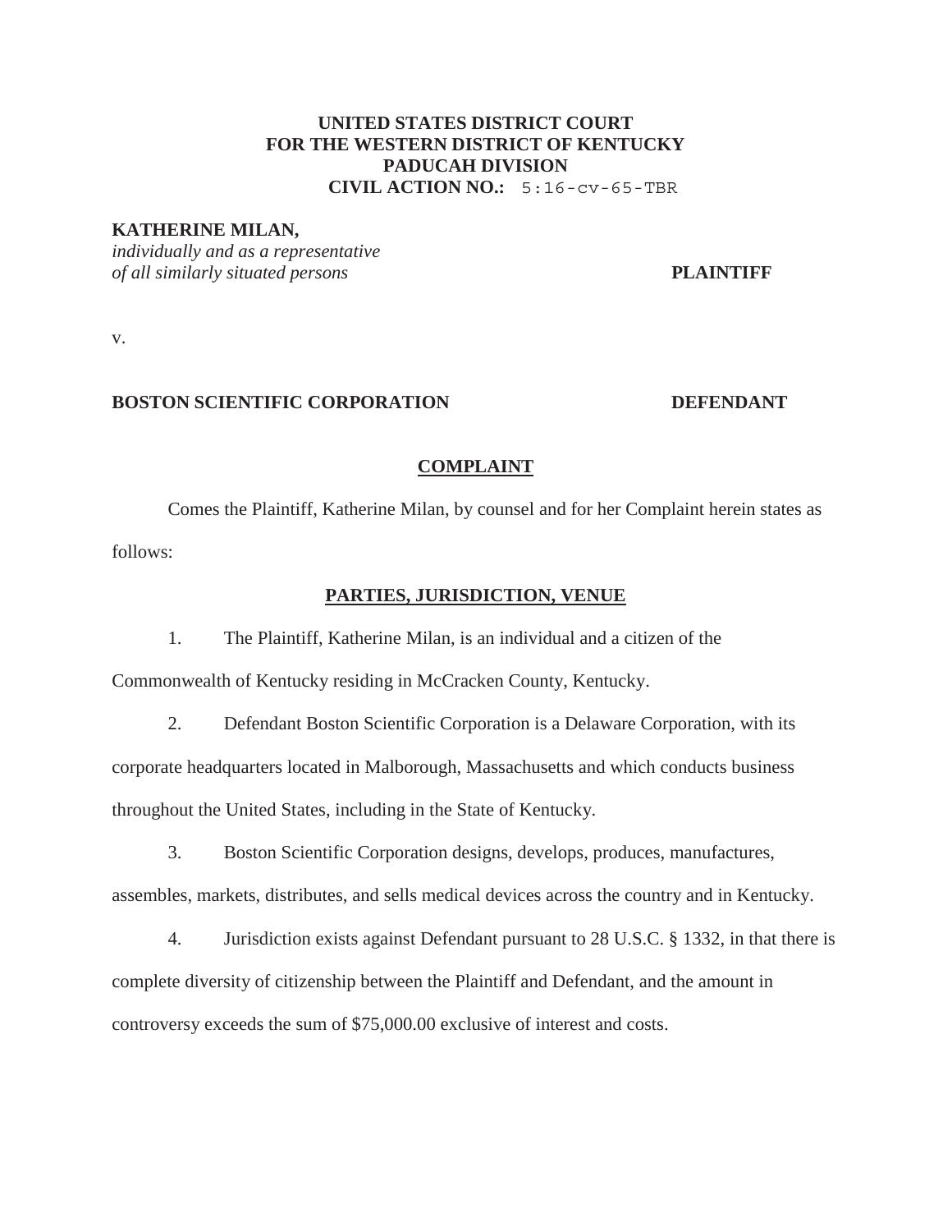**UNITED STATES DISTRICT COURT**
**FOR THE WESTERN DISTRICT OF KENTUCKY**
**PADUCAH DIVISION**
**CIVIL ACTION NO.:** 5:16-cv-65-TBR

**KATHERINE MILAN,**
*individually and as a representative of all similarly situated persons* **PLAINTIFF**

v.

**BOSTON SCIENTIFIC CORPORATION** **DEFENDANT**

## COMPLAINT

Comes the Plaintiff, Katherine Milan, by counsel and for her Complaint herein states as follows:

### PARTIES, JURISDICTION, VENUE

1. The Plaintiff, Katherine Milan, is an individual and a citizen of the Commonwealth of Kentucky residing in McCracken County, Kentucky.

2. Defendant Boston Scientific Corporation is a Delaware Corporation, with its corporate headquarters located in Malborough, Massachusetts and which conducts business throughout the United States, including in the State of Kentucky.

3. Boston Scientific Corporation designs, develops, produces, manufactures, assembles, markets, distributes, and sells medical devices across the country and in Kentucky.

4. Jurisdiction exists against Defendant pursuant to 28 U.S.C. § 1332, in that there is complete diversity of citizenship between the Plaintiff and Defendant, and the amount in controversy exceeds the sum of $75,000.00 exclusive of interest and costs.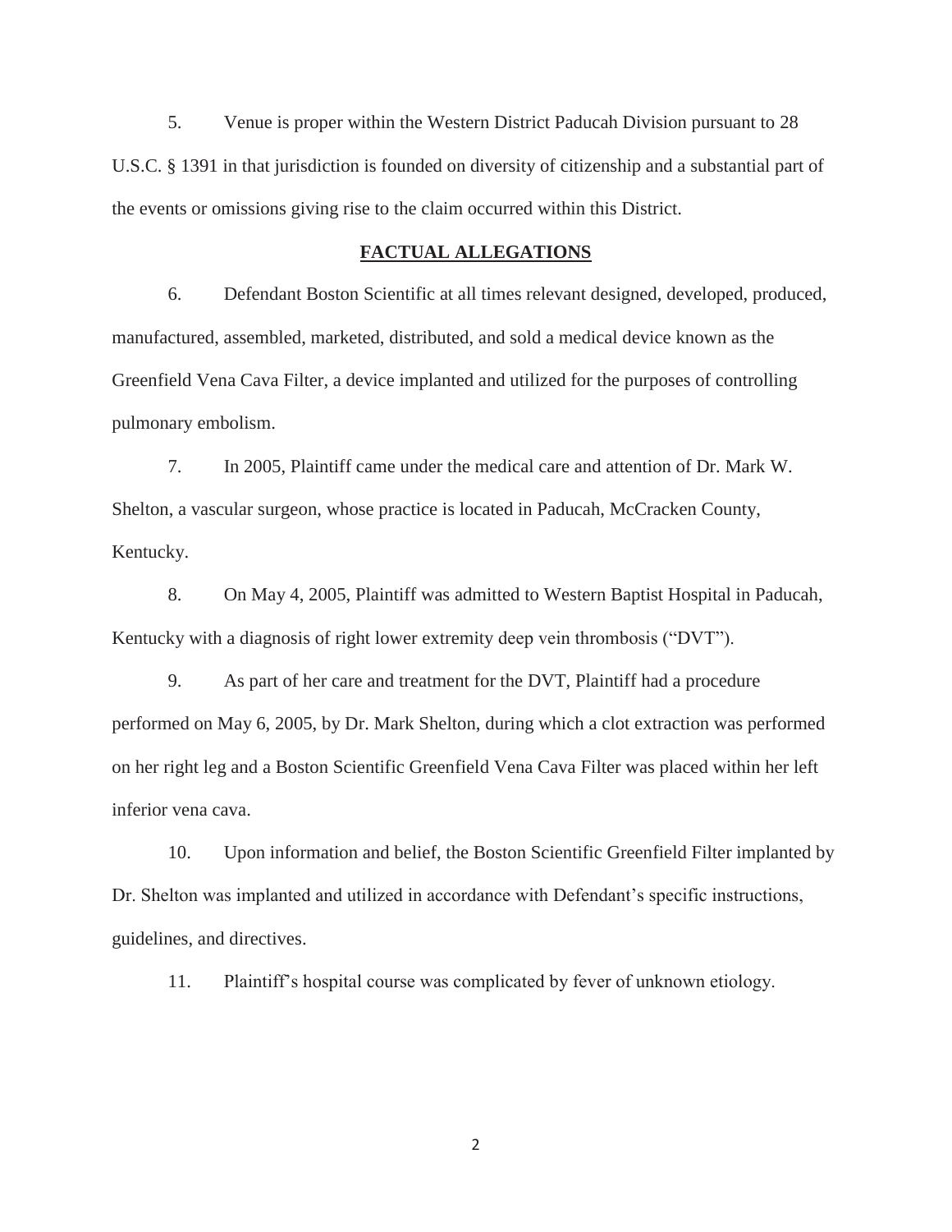5. Venue is proper within the Western District Paducah Division pursuant to 28 U.S.C. § 1391 in that jurisdiction is founded on diversity of citizenship and a substantial part of the events or omissions giving rise to the claim occurred within this District.

## **FACTUAL ALLEGATIONS**

6. Defendant Boston Scientific at all times relevant designed, developed, produced, manufactured, assembled, marketed, distributed, and sold a medical device known as the Greenfield Vena Cava Filter, a device implanted and utilized for the purposes of controlling pulmonary embolism.

7. In 2005, Plaintiff came under the medical care and attention of Dr. Mark W. Shelton, a vascular surgeon, whose practice is located in Paducah, McCracken County, Kentucky.

8. On May 4, 2005, Plaintiff was admitted to Western Baptist Hospital in Paducah, Kentucky with a diagnosis of right lower extremity deep vein thrombosis ("DVT").

9. As part of her care and treatment for the DVT, Plaintiff had a procedure performed on May 6, 2005, by Dr. Mark Shelton, during which a clot extraction was performed on her right leg and a Boston Scientific Greenfield Vena Cava Filter was placed within her left inferior vena cava.

10. Upon information and belief, the Boston Scientific Greenfield Filter implanted by Dr. Shelton was implanted and utilized in accordance with Defendant's specific instructions, guidelines, and directives.

11. Plaintiff's hospital course was complicated by fever of unknown etiology.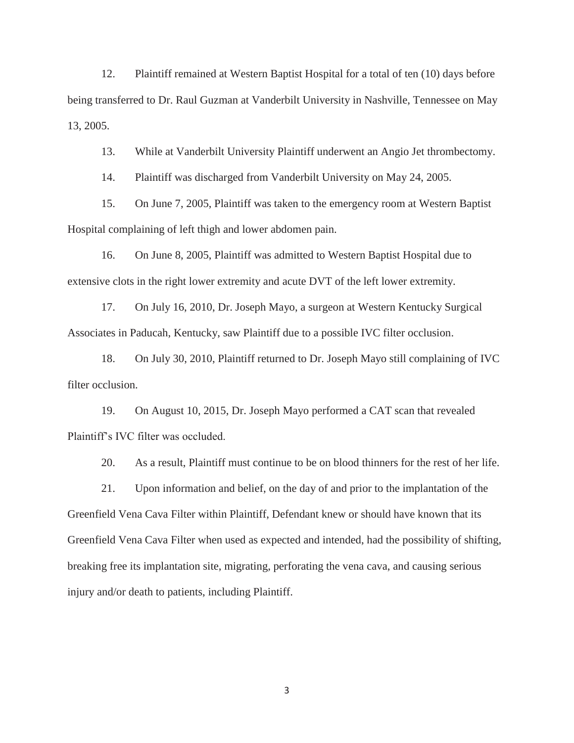12. Plaintiff remained at Western Baptist Hospital for a total of ten (10) days before being transferred to Dr. Raul Guzman at Vanderbilt University in Nashville, Tennessee on May 13, 2005.

13. While at Vanderbilt University Plaintiff underwent an Angio Jet thrombectomy.

14. Plaintiff was discharged from Vanderbilt University on May 24, 2005.

15. On June 7, 2005, Plaintiff was taken to the emergency room at Western Baptist Hospital complaining of left thigh and lower abdomen pain.

16. On June 8, 2005, Plaintiff was admitted to Western Baptist Hospital due to extensive clots in the right lower extremity and acute DVT of the left lower extremity.

17. On July 16, 2010, Dr. Joseph Mayo, a surgeon at Western Kentucky Surgical Associates in Paducah, Kentucky, saw Plaintiff due to a possible IVC filter occlusion.

18. On July 30, 2010, Plaintiff returned to Dr. Joseph Mayo still complaining of IVC filter occlusion.

19. On August 10, 2015, Dr. Joseph Mayo performed a CAT scan that revealed Plaintiff's IVC filter was occluded.

20. As a result, Plaintiff must continue to be on blood thinners for the rest of her life.

21. Upon information and belief, on the day of and prior to the implantation of the Greenfield Vena Cava Filter within Plaintiff, Defendant knew or should have known that its Greenfield Vena Cava Filter when used as expected and intended, had the possibility of shifting, breaking free its implantation site, migrating, perforating the vena cava, and causing serious injury and/or death to patients, including Plaintiff.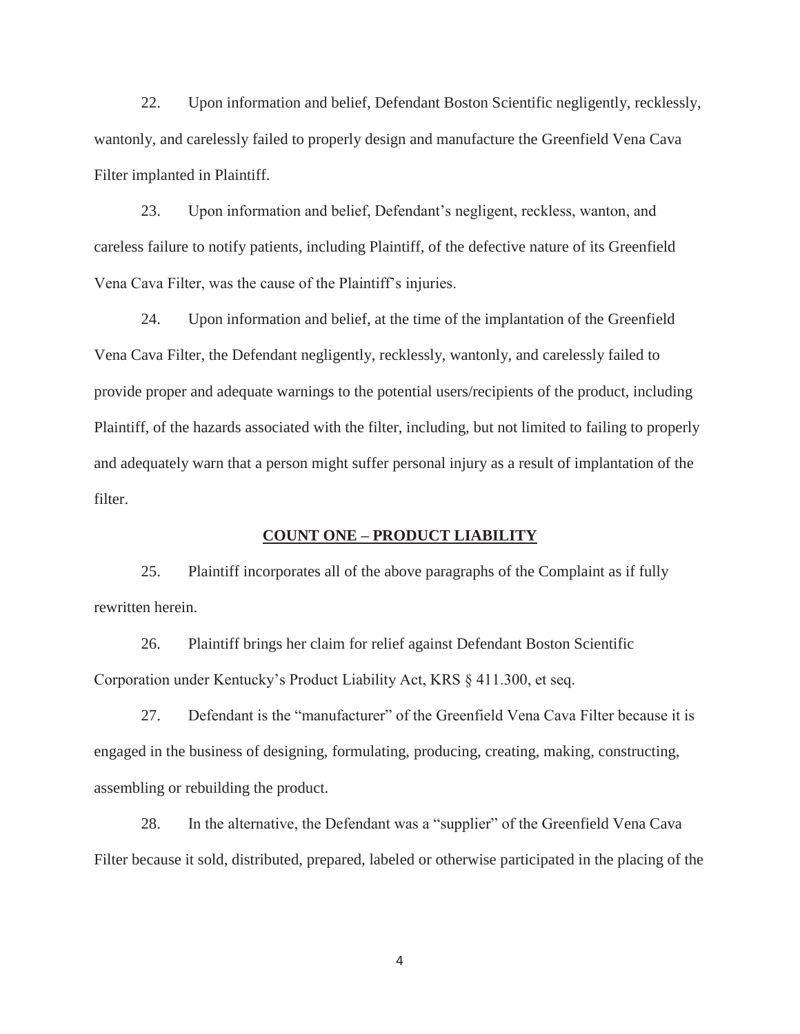22. Upon information and belief, Defendant Boston Scientific negligently, recklessly, wantonly, and carelessly failed to properly design and manufacture the Greenfield Vena Cava Filter implanted in Plaintiff.

23. Upon information and belief, Defendant's negligent, reckless, wanton, and careless failure to notify patients, including Plaintiff, of the defective nature of its Greenfield Vena Cava Filter, was the cause of the Plaintiff's injuries.

24. Upon information and belief, at the time of the implantation of the Greenfield Vena Cava Filter, the Defendant negligently, recklessly, wantonly, and carelessly failed to provide proper and adequate warnings to the potential users/recipients of the product, including Plaintiff, of the hazards associated with the filter, including, but not limited to failing to properly and adequately warn that a person might suffer personal injury as a result of implantation of the filter.

## COUNT ONE – PRODUCT LIABILITY

25. Plaintiff incorporates all of the above paragraphs of the Complaint as if fully rewritten herein.

26. Plaintiff brings her claim for relief against Defendant Boston Scientific Corporation under Kentucky's Product Liability Act, KRS § 411.300, et seq.

27. Defendant is the "manufacturer" of the Greenfield Vena Cava Filter because it is engaged in the business of designing, formulating, producing, creating, making, constructing, assembling or rebuilding the product.

28. In the alternative, the Defendant was a "supplier" of the Greenfield Vena Cava Filter because it sold, distributed, prepared, labeled or otherwise participated in the placing of the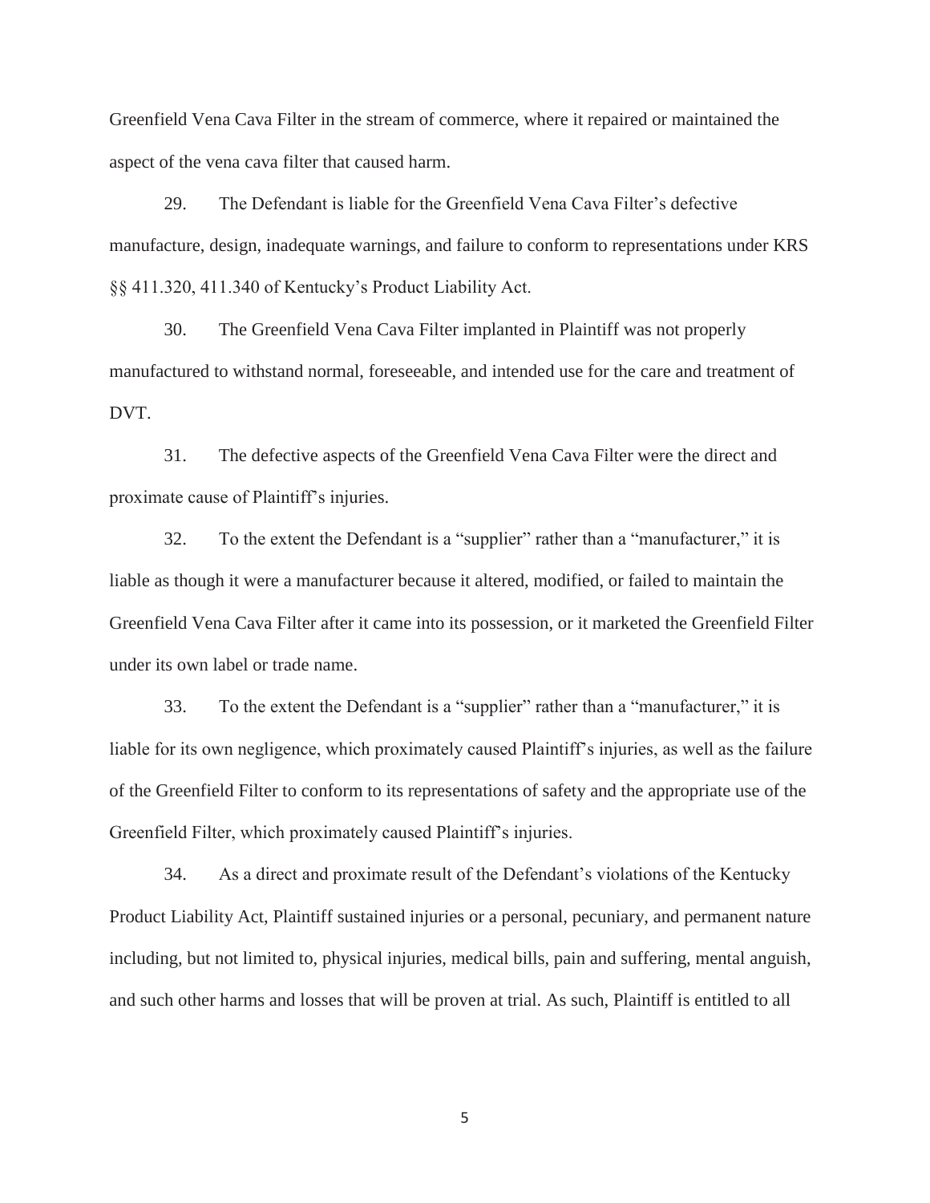Greenfield Vena Cava Filter in the stream of commerce, where it repaired or maintained the aspect of the vena cava filter that caused harm.

29. The Defendant is liable for the Greenfield Vena Cava Filter's defective manufacture, design, inadequate warnings, and failure to conform to representations under KRS §§ 411.320, 411.340 of Kentucky's Product Liability Act.

30. The Greenfield Vena Cava Filter implanted in Plaintiff was not properly manufactured to withstand normal, foreseeable, and intended use for the care and treatment of DVT.

31. The defective aspects of the Greenfield Vena Cava Filter were the direct and proximate cause of Plaintiff's injuries.

32. To the extent the Defendant is a "supplier" rather than a "manufacturer," it is liable as though it were a manufacturer because it altered, modified, or failed to maintain the Greenfield Vena Cava Filter after it came into its possession, or it marketed the Greenfield Filter under its own label or trade name.

33. To the extent the Defendant is a "supplier" rather than a "manufacturer," it is liable for its own negligence, which proximately caused Plaintiff's injuries, as well as the failure of the Greenfield Filter to conform to its representations of safety and the appropriate use of the Greenfield Filter, which proximately caused Plaintiff's injuries.

34. As a direct and proximate result of the Defendant's violations of the Kentucky Product Liability Act, Plaintiff sustained injuries or a personal, pecuniary, and permanent nature including, but not limited to, physical injuries, medical bills, pain and suffering, mental anguish, and such other harms and losses that will be proven at trial. As such, Plaintiff is entitled to all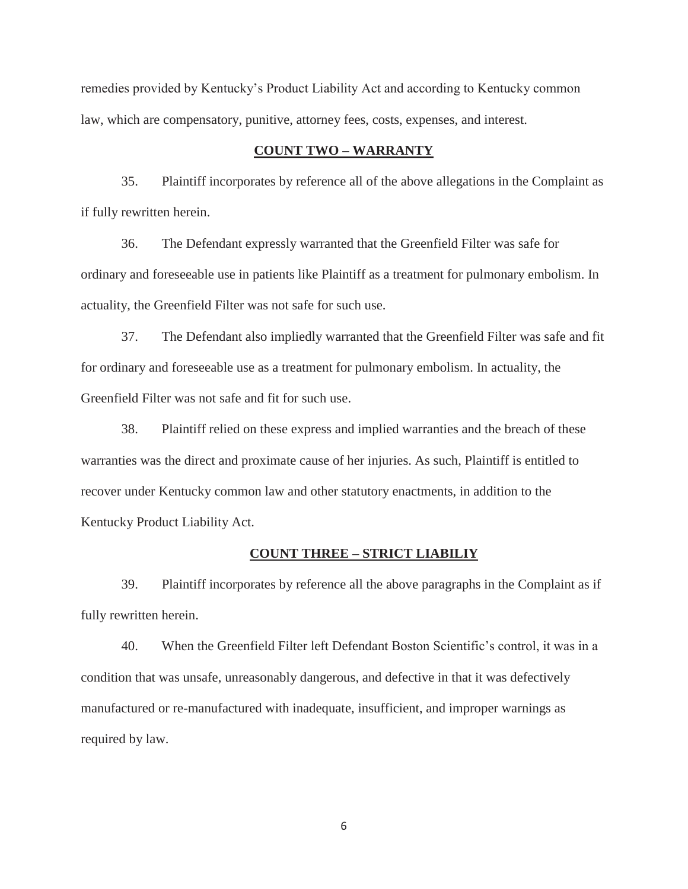remedies provided by Kentucky's Product Liability Act and according to Kentucky common law, which are compensatory, punitive, attorney fees, costs, expenses, and interest.

## **COUNT TWO – WARRANTY**

35. Plaintiff incorporates by reference all of the above allegations in the Complaint as if fully rewritten herein.

36. The Defendant expressly warranted that the Greenfield Filter was safe for ordinary and foreseeable use in patients like Plaintiff as a treatment for pulmonary embolism. In actuality, the Greenfield Filter was not safe for such use.

37. The Defendant also impliedly warranted that the Greenfield Filter was safe and fit for ordinary and foreseeable use as a treatment for pulmonary embolism. In actuality, the Greenfield Filter was not safe and fit for such use.

38. Plaintiff relied on these express and implied warranties and the breach of these warranties was the direct and proximate cause of her injuries. As such, Plaintiff is entitled to recover under Kentucky common law and other statutory enactments, in addition to the Kentucky Product Liability Act.

## **COUNT THREE – STRICT LIABILIY**

39. Plaintiff incorporates by reference all the above paragraphs in the Complaint as if fully rewritten herein.

40. When the Greenfield Filter left Defendant Boston Scientific's control, it was in a condition that was unsafe, unreasonably dangerous, and defective in that it was defectively manufactured or re-manufactured with inadequate, insufficient, and improper warnings as required by law.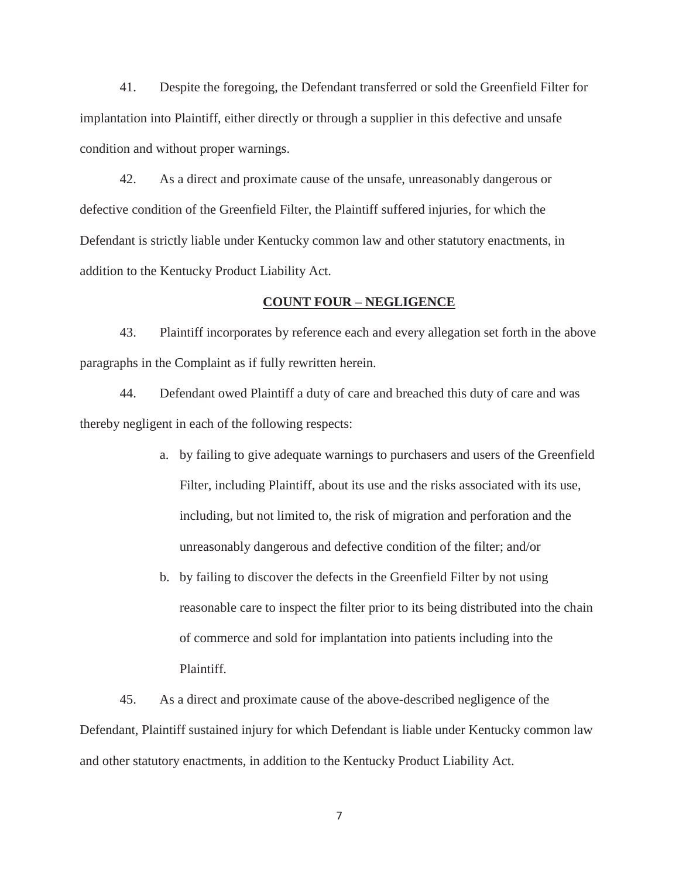41. Despite the foregoing, the Defendant transferred or sold the Greenfield Filter for implantation into Plaintiff, either directly or through a supplier in this defective and unsafe condition and without proper warnings.

42. As a direct and proximate cause of the unsafe, unreasonably dangerous or defective condition of the Greenfield Filter, the Plaintiff suffered injuries, for which the Defendant is strictly liable under Kentucky common law and other statutory enactments, in addition to the Kentucky Product Liability Act.

**COUNT FOUR – NEGLIGENCE**

43. Plaintiff incorporates by reference each and every allegation set forth in the above paragraphs in the Complaint as if fully rewritten herein.

44. Defendant owed Plaintiff a duty of care and breached this duty of care and was thereby negligent in each of the following respects:

a. by failing to give adequate warnings to purchasers and users of the Greenfield Filter, including Plaintiff, about its use and the risks associated with its use, including, but not limited to, the risk of migration and perforation and the unreasonably dangerous and defective condition of the filter; and/or

b. by failing to discover the defects in the Greenfield Filter by not using reasonable care to inspect the filter prior to its being distributed into the chain of commerce and sold for implantation into patients including into the Plaintiff.

45. As a direct and proximate cause of the above-described negligence of the Defendant, Plaintiff sustained injury for which Defendant is liable under Kentucky common law and other statutory enactments, in addition to the Kentucky Product Liability Act.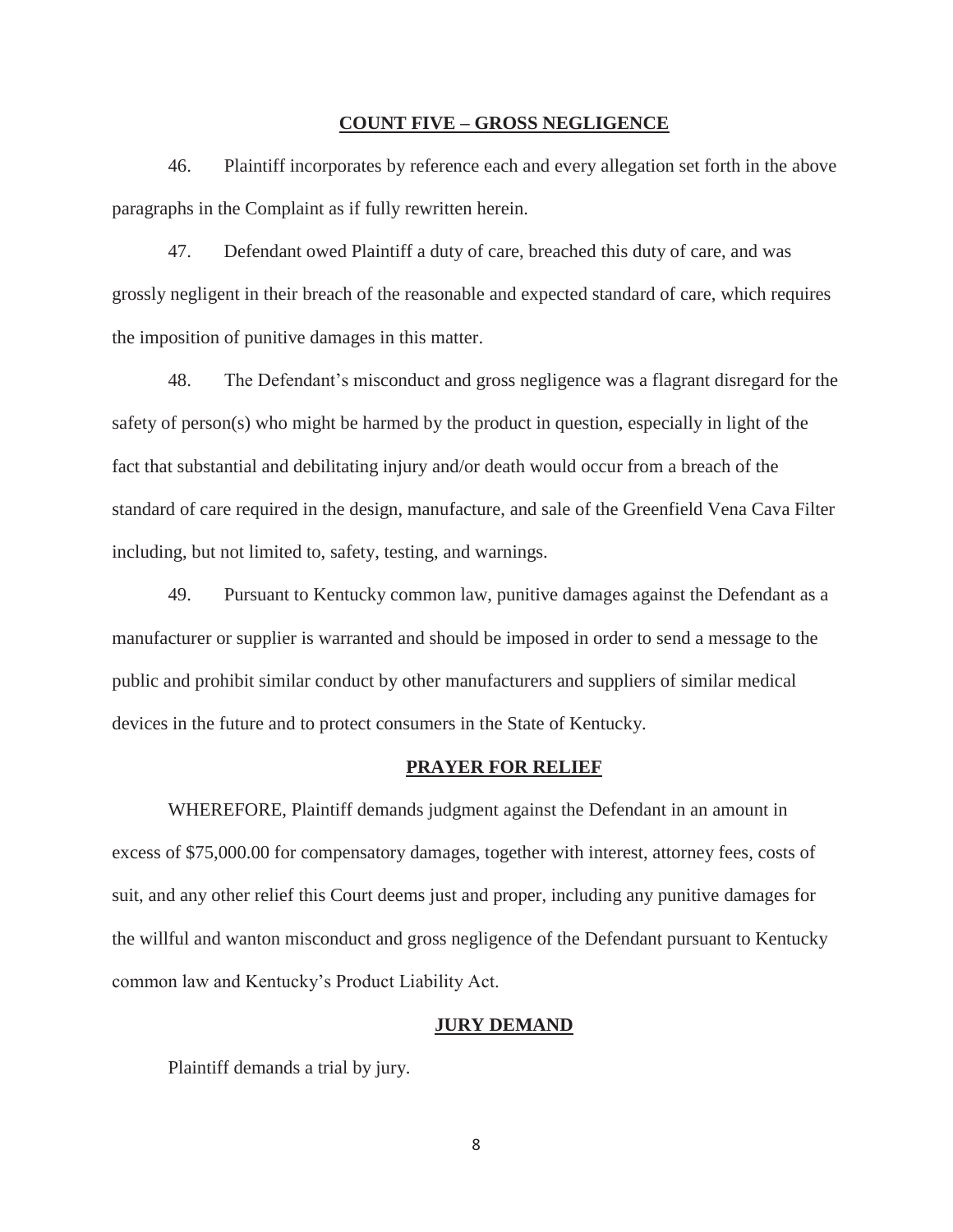## COUNT FIVE – GROSS NEGLIGENCE

46. Plaintiff incorporates by reference each and every allegation set forth in the above paragraphs in the Complaint as if fully rewritten herein.

47. Defendant owed Plaintiff a duty of care, breached this duty of care, and was grossly negligent in their breach of the reasonable and expected standard of care, which requires the imposition of punitive damages in this matter.

48. The Defendant's misconduct and gross negligence was a flagrant disregard for the safety of person(s) who might be harmed by the product in question, especially in light of the fact that substantial and debilitating injury and/or death would occur from a breach of the standard of care required in the design, manufacture, and sale of the Greenfield Vena Cava Filter including, but not limited to, safety, testing, and warnings.

49. Pursuant to Kentucky common law, punitive damages against the Defendant as a manufacturer or supplier is warranted and should be imposed in order to send a message to the public and prohibit similar conduct by other manufacturers and suppliers of similar medical devices in the future and to protect consumers in the State of Kentucky.

## PRAYER FOR RELIEF

WHEREFORE, Plaintiff demands judgment against the Defendant in an amount in excess of $75,000.00 for compensatory damages, together with interest, attorney fees, costs of suit, and any other relief this Court deems just and proper, including any punitive damages for the willful and wanton misconduct and gross negligence of the Defendant pursuant to Kentucky common law and Kentucky's Product Liability Act.

## JURY DEMAND

Plaintiff demands a trial by jury.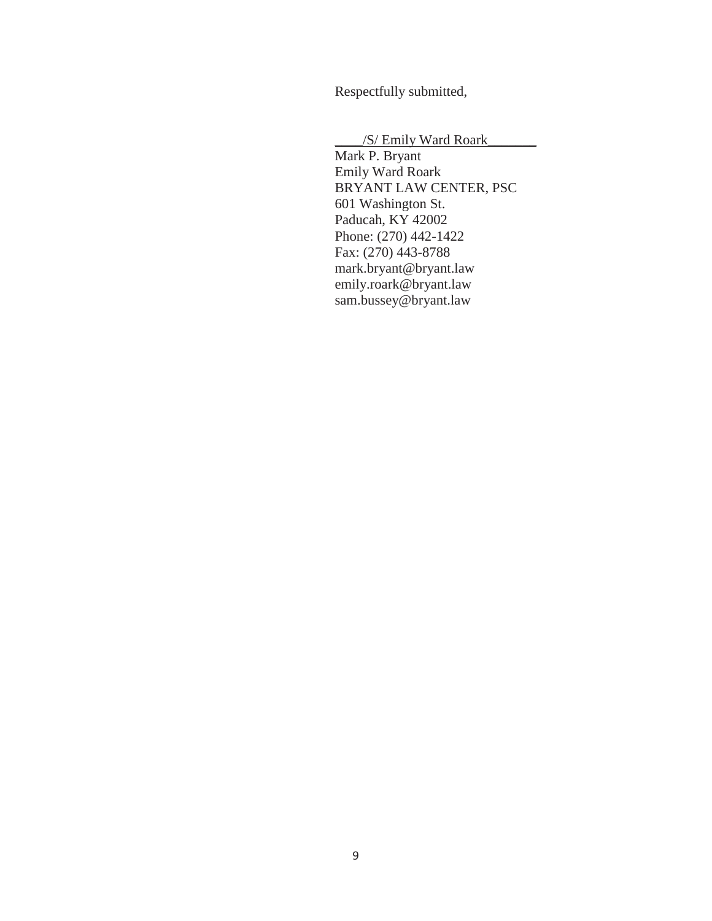Respectfully submitted,

____/S/ Emily Ward Roark_______
Mark P. Bryant
Emily Ward Roark
BRYANT LAW CENTER, PSC
601 Washington St.
Paducah, KY 42002
Phone: (270) 442-1422
Fax: (270) 443-8788
mark.bryant@bryant.law
emily.roark@bryant.law
sam.bussey@bryant.law